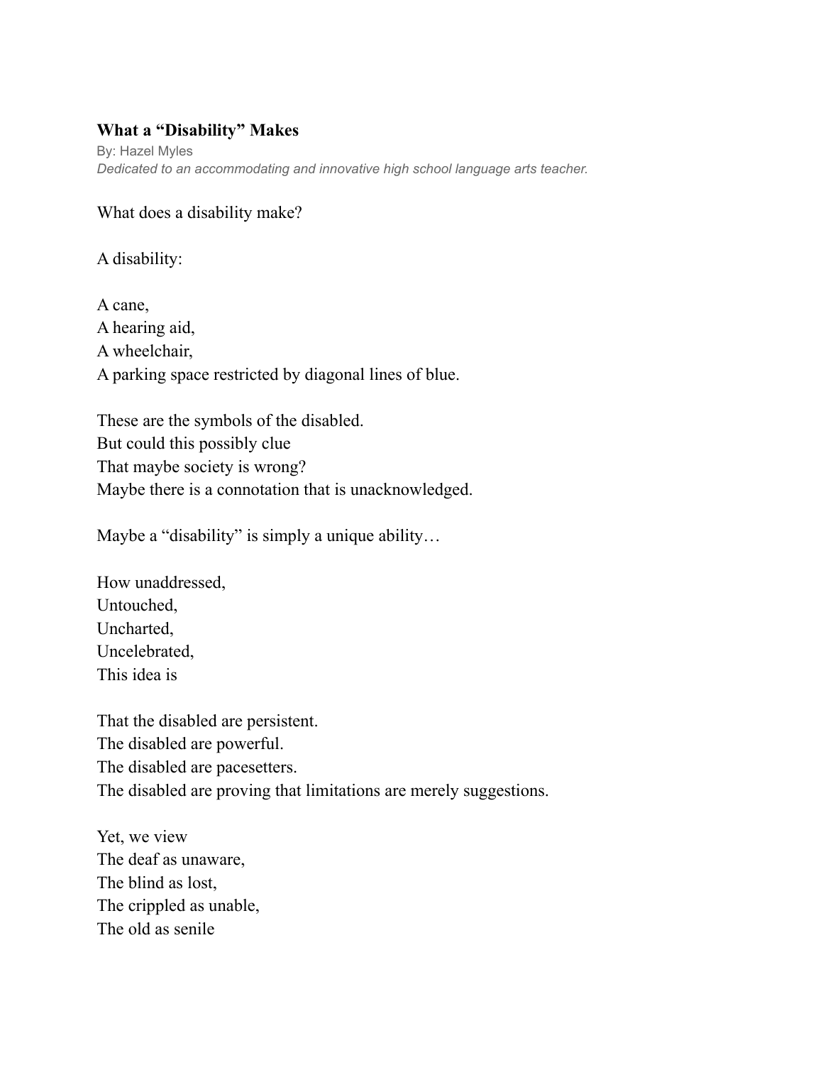## What a "Disability" Makes

By: Hazel Myles

*Dedicated to an accommodating and innovative high school language arts teacher.*

What does a disability make?

A disability:

A cane,  
A hearing aid,  
A wheelchair,  
A parking space restricted by diagonal lines of blue.

These are the symbols of the disabled.  
But could this possibly clue  
That maybe society is wrong?  
Maybe there is a connotation that is unacknowledged.

Maybe a "disability" is simply a unique ability…

How unaddressed,  
Untouched,  
Uncharted,  
Uncelebrated,  
This idea is

That the disabled are persistent.  
The disabled are powerful.  
The disabled are pacesetters.  
The disabled are proving that limitations are merely suggestions.

Yet, we view  
The deaf as unaware,  
The blind as lost,  
The crippled as unable,  
The old as senile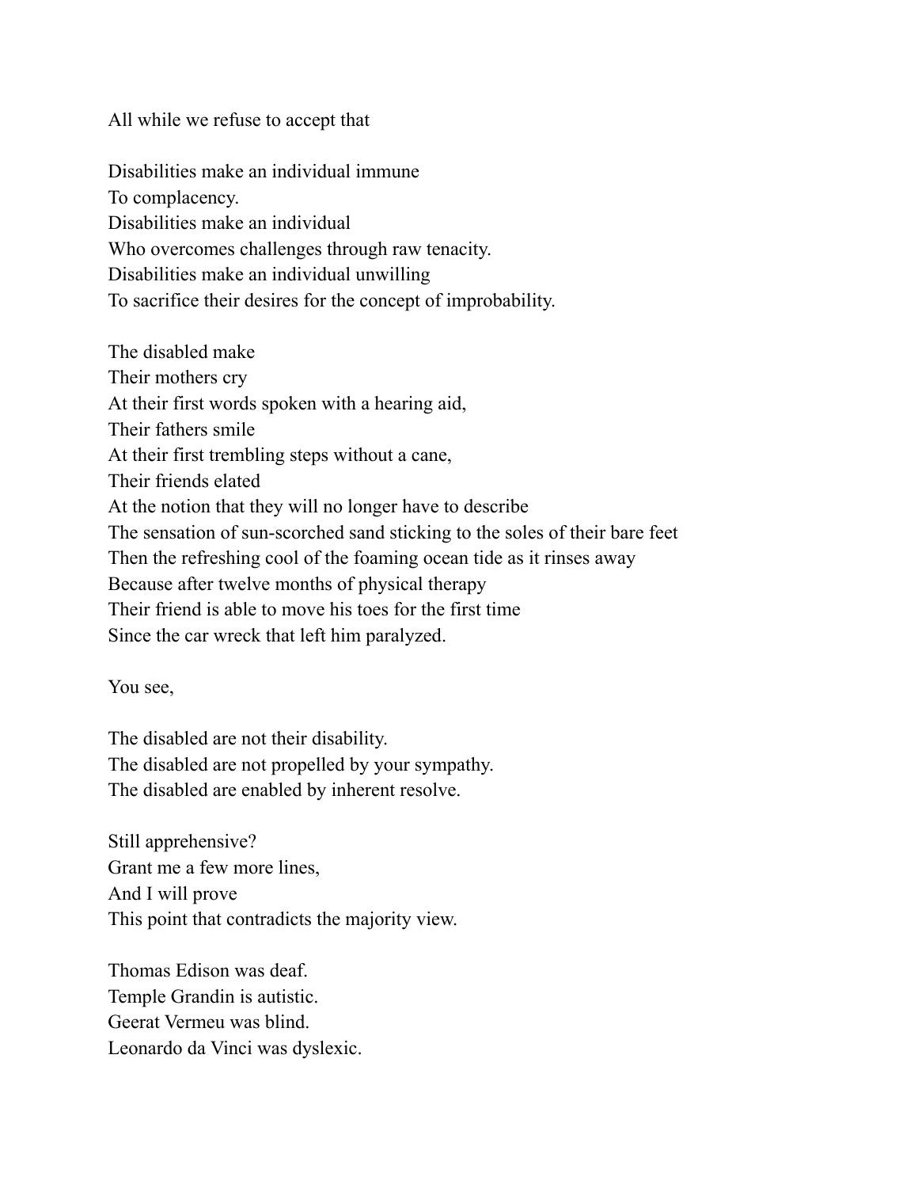All while we refuse to accept that

Disabilities make an individual immune
To complacency.
Disabilities make an individual
Who overcomes challenges through raw tenacity.
Disabilities make an individual unwilling
To sacrifice their desires for the concept of improbability.

The disabled make
Their mothers cry
At their first words spoken with a hearing aid,
Their fathers smile
At their first trembling steps without a cane,
Their friends elated
At the notion that they will no longer have to describe
The sensation of sun-scorched sand sticking to the soles of their bare feet
Then the refreshing cool of the foaming ocean tide as it rinses away
Because after twelve months of physical therapy
Their friend is able to move his toes for the first time
Since the car wreck that left him paralyzed.

You see,

The disabled are not their disability.
The disabled are not propelled by your sympathy.
The disabled are enabled by inherent resolve.

Still apprehensive?
Grant me a few more lines,
And I will prove
This point that contradicts the majority view.

Thomas Edison was deaf.
Temple Grandin is autistic.
Geerat Vermeu was blind.
Leonardo da Vinci was dyslexic.